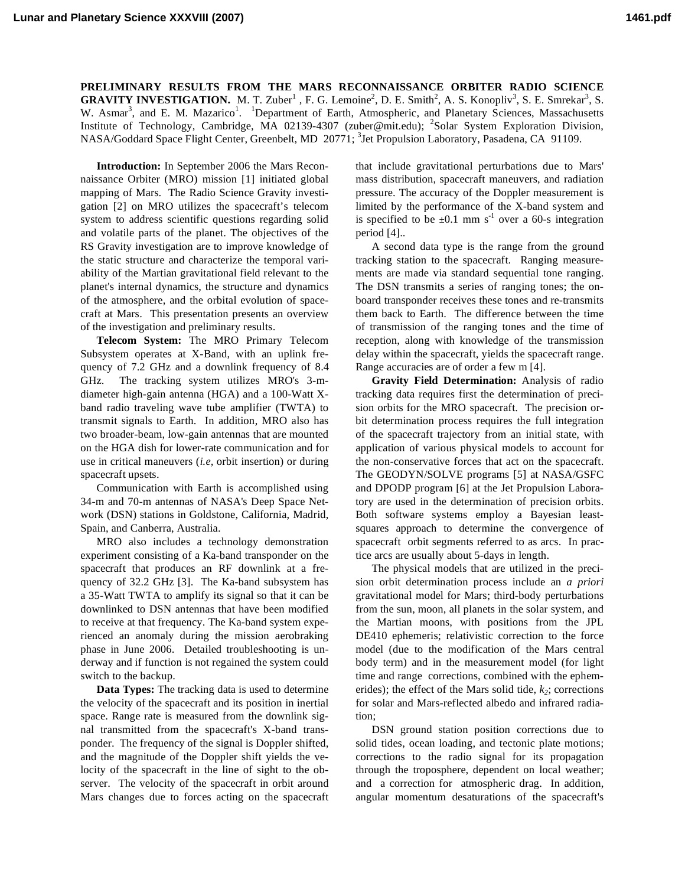# PRELIMINARY RESULTS FROM THE MARS RECONNAISSANCE ORBITER RADIO SCIENCE GRAVITY INVESTIGATION.

M. T. Zuber[1], F. G. Lemoine[2], D. E. Smith[2], A. S. Konopliv[3], S. E. Smrekar[3], S. W. Asmar[3], and E. M. Mazarico[1]. [1]Department of Earth, Atmospheric, and Planetary Sciences, Massachusetts Institute of Technology, Cambridge, MA 02139-4307 (zuber@mit.edu); [2]Solar System Exploration Division, NASA/Goddard Space Flight Center, Greenbelt, MD 20771; [3]Jet Propulsion Laboratory, Pasadena, CA 91109.

**Introduction:** In September 2006 the Mars Reconnaissance Orbiter (MRO) mission [1] initiated global mapping of Mars. The Radio Science Gravity investigation [2] on MRO utilizes the spacecraft's telecom system to address scientific questions regarding solid and volatile parts of the planet. The objectives of the RS Gravity investigation are to improve knowledge of the static structure and characterize the temporal variability of the Martian gravitational field relevant to the planet's internal dynamics, the structure and dynamics of the atmosphere, and the orbital evolution of spacecraft at Mars. This presentation presents an overview of the investigation and preliminary results.

**Telecom System:** The MRO Primary Telecom Subsystem operates at X-Band, with an uplink frequency of 7.2 GHz and a downlink frequency of 8.4 GHz. The tracking system utilizes MRO's 3-m-diameter high-gain antenna (HGA) and a 100-Watt X-band radio traveling wave tube amplifier (TWTA) to transmit signals to Earth. In addition, MRO also has two broader-beam, low-gain antennas that are mounted on the HGA dish for lower-rate communication and for use in critical maneuvers (*i.e,* orbit insertion) or during spacecraft upsets.

Communication with Earth is accomplished using 34-m and 70-m antennas of NASA's Deep Space Network (DSN) stations in Goldstone, California, Madrid, Spain, and Canberra, Australia.

MRO also includes a technology demonstration experiment consisting of a Ka-band transponder on the spacecraft that produces an RF downlink at a frequency of 32.2 GHz [3]. The Ka-band subsystem has a 35-Watt TWTA to amplify its signal so that it can be downlinked to DSN antennas that have been modified to receive at that frequency. The Ka-band system experienced an anomaly during the mission aerobraking phase in June 2006. Detailed troubleshooting is underway and if function is not regained the system could switch to the backup.

**Data Types:** The tracking data is used to determine the velocity of the spacecraft and its position in inertial space. Range rate is measured from the downlink signal transmitted from the spacecraft's X-band transponder. The frequency of the signal is Doppler shifted, and the magnitude of the Doppler shift yields the velocity of the spacecraft in the line of sight to the observer. The velocity of the spacecraft in orbit around Mars changes due to forces acting on the spacecraft that include gravitational perturbations due to Mars' mass distribution, spacecraft maneuvers, and radiation pressure. The accuracy of the Doppler measurement is limited by the performance of the X-band system and is specified to be $\pm0.1$ mm $s^{-1}$ over a 60-s integration period [4]..

A second data type is the range from the ground tracking station to the spacecraft. Ranging measurements are made via standard sequential tone ranging. The DSN transmits a series of ranging tones; the onboard transponder receives these tones and re-transmits them back to Earth. The difference between the time of transmission of the ranging tones and the time of reception, along with knowledge of the transmission delay within the spacecraft, yields the spacecraft range. Range accuracies are of order a few m [4].

**Gravity Field Determination:** Analysis of radio tracking data requires first the determination of precision orbits for the MRO spacecraft. The precision orbit determination process requires the full integration of the spacecraft trajectory from an initial state, with application of various physical models to account for the non-conservative forces that act on the spacecraft. The GEODYN/SOLVE programs [5] at NASA/GSFC and DPODP program [6] at the Jet Propulsion Laboratory are used in the determination of precision orbits. Both software systems employ a Bayesian least-squares approach to determine the convergence of spacecraft orbit segments referred to as arcs. In practice arcs are usually about 5-days in length.

The physical models that are utilized in the precision orbit determination process include an *a priori* gravitational model for Mars; third-body perturbations from the sun, moon, all planets in the solar system, and the Martian moons, with positions from the JPL DE410 ephemeris; relativistic correction to the force model (due to the modification of the Mars central body term) and in the measurement model (for light time and range corrections, combined with the ephemerides); the effect of the Mars solid tide, $k_2$; corrections for solar and Mars-reflected albedo and infrared radiation;

DSN ground station position corrections due to solid tides, ocean loading, and tectonic plate motions; corrections to the radio signal for its propagation through the troposphere, dependent on local weather; and a correction for atmospheric drag. In addition, angular momentum desaturations of the spacecraft's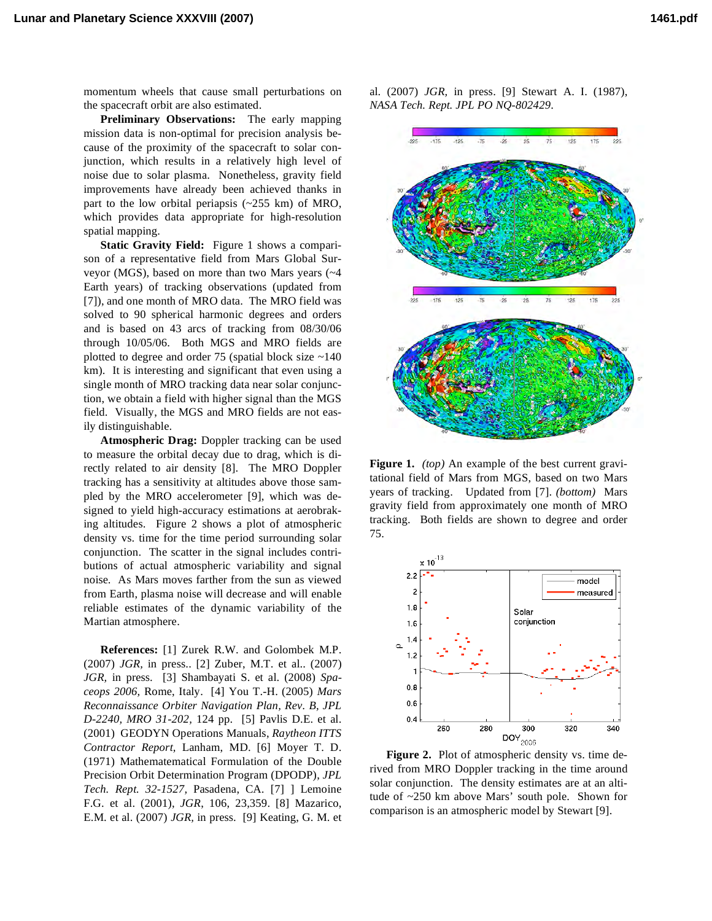momentum wheels that cause small perturbations on the spacecraft orbit are also estimated.

**Preliminary Observations:** The early mapping mission data is non-optimal for precision analysis because of the proximity of the spacecraft to solar conjunction, which results in a relatively high level of noise due to solar plasma. Nonetheless, gravity field improvements have already been achieved thanks in part to the low orbital periapsis (~255 km) of MRO, which provides data appropriate for high-resolution spatial mapping.

**Static Gravity Field:** Figure 1 shows a comparison of a representative field from Mars Global Surveyor (MGS), based on more than two Mars years (~4 Earth years) of tracking observations (updated from [7]), and one month of MRO data. The MRO field was solved to 90 spherical harmonic degrees and orders and is based on 43 arcs of tracking from 08/30/06 through 10/05/06. Both MGS and MRO fields are plotted to degree and order 75 (spatial block size ~140 km). It is interesting and significant that even using a single month of MRO tracking data near solar conjunction, we obtain a field with higher signal than the MGS field. Visually, the MGS and MRO fields are not easily distinguishable.

**Atmospheric Drag:** Doppler tracking can be used to measure the orbital decay due to drag, which is directly related to air density [8]. The MRO Doppler tracking has a sensitivity at altitudes above those sampled by the MRO accelerometer [9], which was designed to yield high-accuracy estimations at aerobraking altitudes. Figure 2 shows a plot of atmospheric density vs. time for the time period surrounding solar conjunction. The scatter in the signal includes contributions of actual atmospheric variability and signal noise. As Mars moves farther from the sun as viewed from Earth, plasma noise will decrease and will enable reliable estimates of the dynamic variability of the Martian atmosphere.

**References:** [1] Zurek R.W. and Golombek M.P. (2007) *JGR,* in press.. [2] Zuber, M.T. et al.. (2007) *JGR,* in press. [3] Shambayati S. et al. (2008) *Spaceops 2006,* Rome, Italy. [4] You T.-H. (2005) *Mars Reconnaissance Orbiter Navigation Plan, Rev. B, JPL D-2240, MRO 31-202,* 124 pp. [5] Pavlis D.E. et al. (2001) GEODYN Operations Manuals, *Raytheon ITTS Contractor Report,* Lanham, MD. [6] Moyer T. D. (1971) Mathematematical Formulation of the Double Precision Orbit Determination Program (DPODP), *JPL Tech. Rept. 32-1527,* Pasadena, CA. [7] ] Lemoine F.G. et al. (2001), *JGR,* 106, 23,359. [8] Mazarico, E.M. et al. (2007) *JGR,* in press. [9] Keating, G. M. et al. (2007) *JGR,* in press. [9] Stewart A. I. (1987), *NASA Tech. Rept. JPL PO NQ-802429*.

-225 -175 -125 -75 -25 25 75 125 175 225

-225 -175 -125 -75 -25 25 75 125 175 225

**Figure 1.** *(top)* An example of the best current gravitational field of Mars from MGS, based on two Mars years of tracking. Updated from [7]. *(bottom)* Mars gravity field from approximately one month of MRO tracking. Both fields are shown to degree and order 75.

x 10$^{-13}$
ρ
model
measured
Solar conjunction
DOY$_{2006}$

**Figure 2.** Plot of atmospheric density vs. time derived from MRO Doppler tracking in the time around solar conjunction. The density estimates are at an altitude of ~250 km above Mars' south pole. Shown for comparison is an atmospheric model by Stewart [9].